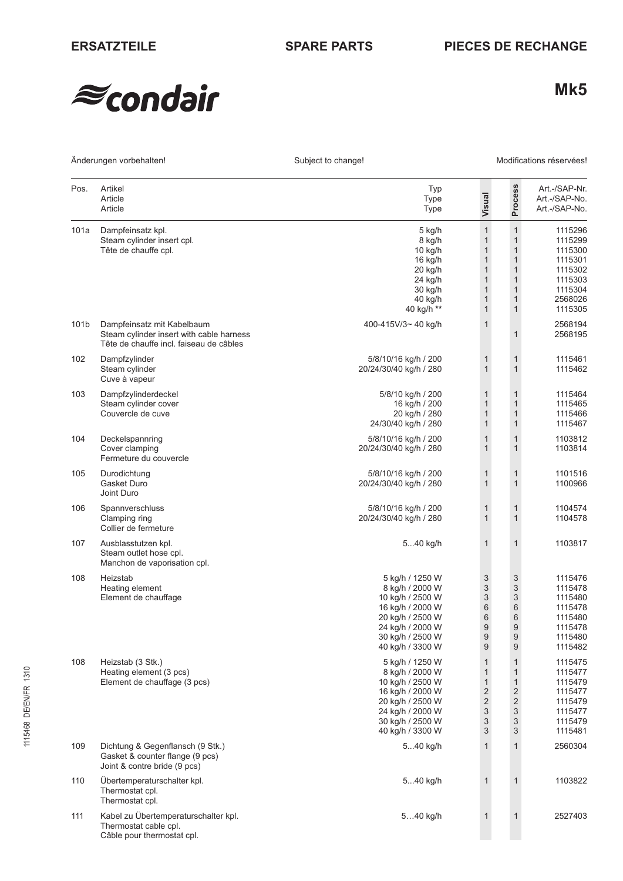**ERSATZTEILE** **SPARE PARTS** **PIECES DE RECHANGE**

condair

# Mk5

Änderungen vorbehalten! Subject to change! Modifications réservées!

| Pos. | Artikel<br>Article<br>Article | Typ<br>Type<br>Type | Visual | Process | Art.-/SAP-Nr.<br>Art.-/SAP-No.<br>Art.-/SAP-No. |
|---|---|---|---|---|---|
| 101a | Dampfeinsatz kpl.<br>Steam cylinder insert cpl.<br>Tête de chauffe cpl. | 5 kg/h | 1 | 1 | 1115296 |
| | | 8 kg/h | 1 | 1 | 1115299 |
| | | 10 kg/h | 1 | 1 | 1115300 |
| | | 16 kg/h | 1 | 1 | 1115301 |
| | | 20 kg/h | 1 | 1 | 1115302 |
| | | 24 kg/h | 1 | 1 | 1115303 |
| | | 30 kg/h | 1 | 1 | 1115304 |
| | | 40 kg/h | 1 | 1 | 2568026 |
| | | 40 kg/h ** | 1 | 1 | 1115305 |
| 101b | Dampfeinsatz mit Kabelbaum<br>Steam cylinder insert with cable harness<br>Tête de chauffe incl. faiseau de câbles | 400-415V/3~ 40 kg/h | 1 | | 2568194 |
| | | | | 1 | 2568195 |
| 102 | Dampfzylinder<br>Steam cylinder<br>Cuve à vapeur | 5/8/10/16 kg/h / 200 | 1 | 1 | 1115461 |
| | | 20/24/30/40 kg/h / 280 | 1 | 1 | 1115462 |
| 103 | Dampfzylinderdeckel<br>Steam cylinder cover<br>Couvercle de cuve | 5/8/10 kg/h / 200 | 1 | 1 | 1115464 |
| | | 16 kg/h / 200 | 1 | 1 | 1115465 |
| | | 20 kg/h / 280 | 1 | 1 | 1115466 |
| | | 24/30/40 kg/h / 280 | 1 | 1 | 1115467 |
| 104 | Deckelspannring<br>Cover clamping<br>Fermeture du couvercle | 5/8/10/16 kg/h / 200 | 1 | 1 | 1103812 |
| | | 20/24/30/40 kg/h / 280 | 1 | 1 | 1103814 |
| 105 | Durodichtung<br>Gasket Duro<br>Joint Duro | 5/8/10/16 kg/h / 200 | 1 | 1 | 1101516 |
| | | 20/24/30/40 kg/h / 280 | 1 | 1 | 1100966 |
| 106 | Spannverschluss<br>Clamping ring<br>Collier de fermeture | 5/8/10/16 kg/h / 200 | 1 | 1 | 1104574 |
| | | 20/24/30/40 kg/h / 280 | 1 | 1 | 1104578 |
| 107 | Ausblasstutzen kpl.<br>Steam outlet hose cpl.<br>Manchon de vaporisation cpl. | 5...40 kg/h | 1 | 1 | 1103817 |
| 108 | Heizstab<br>Heating element<br>Element de chauffage | 5 kg/h / 1250 W | 3 | 3 | 1115476 |
| | | 8 kg/h / 2000 W | 3 | 3 | 1115478 |
| | | 10 kg/h / 2500 W | 3 | 3 | 1115480 |
| | | 16 kg/h / 2000 W | 6 | 6 | 1115478 |
| | | 20 kg/h / 2500 W | 6 | 6 | 1115480 |
| | | 24 kg/h / 2000 W | 9 | 9 | 1115478 |
| | | 30 kg/h / 2500 W | 9 | 9 | 1115480 |
| | | 40 kg/h / 3300 W | 9 | 9 | 1115482 |
| 108 | Heizstab (3 Stk.)<br>Heating element (3 pcs)<br>Element de chauffage (3 pcs) | 5 kg/h / 1250 W | 1 | 1 | 1115475 |
| | | 8 kg/h / 2000 W | 1 | 1 | 1115477 |
| | | 10 kg/h / 2500 W | 1 | 1 | 1115479 |
| | | 16 kg/h / 2000 W | 2 | 2 | 1115477 |
| | | 20 kg/h / 2500 W | 2 | 2 | 1115479 |
| | | 24 kg/h / 2000 W | 3 | 3 | 1115477 |
| | | 30 kg/h / 2500 W | 3 | 3 | 1115479 |
| | | 40 kg/h / 3300 W | 3 | 3 | 1115481 |
| 109 | Dichtung & Gegenflansch (9 Stk.)<br>Gasket & counter flange (9 pcs)<br>Joint & contre bride (9 pcs) | 5...40 kg/h | 1 | 1 | 2560304 |
| 110 | Übertemperaturschalter kpl.<br>Thermostat cpl.<br>Thermostat cpl. | 5...40 kg/h | 1 | 1 | 1103822 |
| 111 | Kabel zu Übertemperaturschalter kpl.<br>Thermostat cable cpl.<br>Câble pour thermostat cpl. | 5...40 kg/h | 1 | 1 | 2527403 |

1115468 DE/EN/FR 1310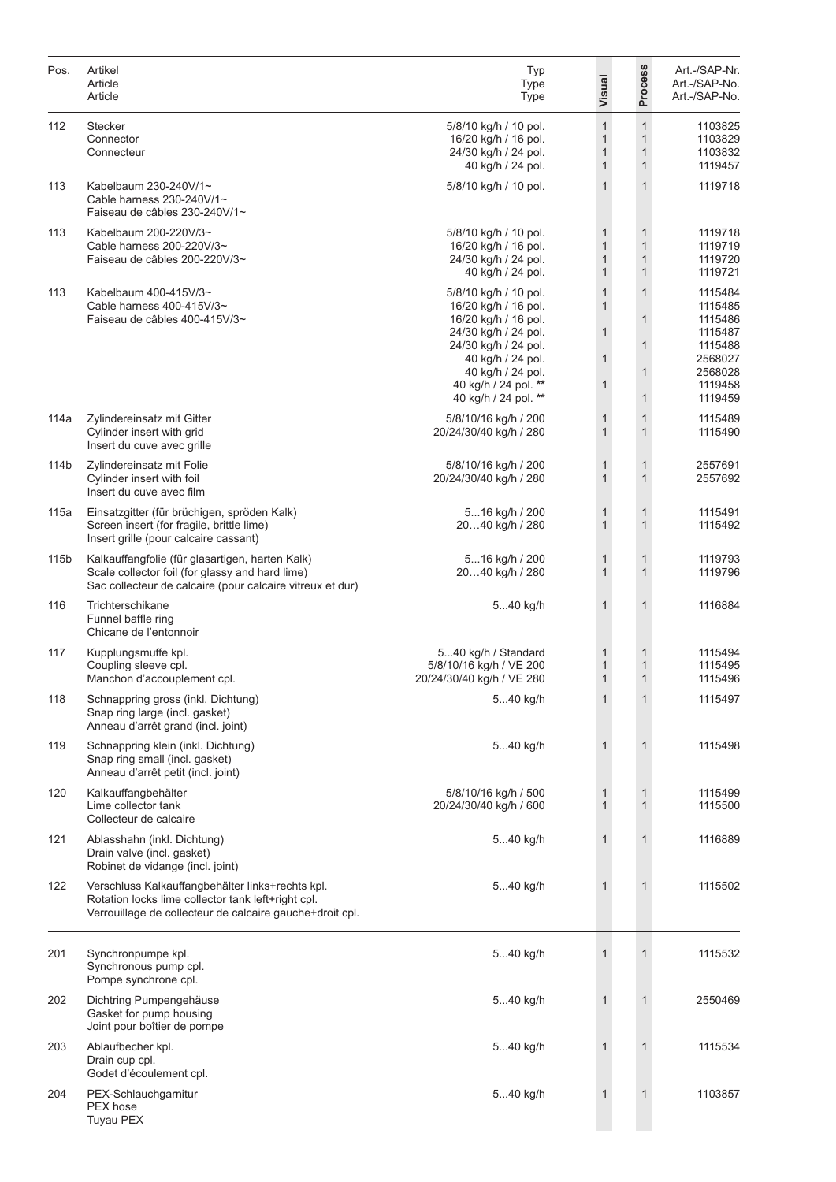| Pos. | Artikel<br>Article<br>Article | Typ<br>Type<br>Type | Visual | Process | Art.-/SAP-Nr.<br>Art.-/SAP-No.<br>Art.-/SAP-No. |
|---|---|---|---|---|---|
| 112 | Stecker<br>Connector<br>Connecteur | 5/8/10 kg/h / 10 pol. | 1 | 1 | 1103825 |
| | | 16/20 kg/h / 16 pol. | 1 | 1 | 1103829 |
| | | 24/30 kg/h / 24 pol. | 1 | 1 | 1103832 |
| | | 40 kg/h / 24 pol. | 1 | 1 | 1119457 |
| 113 | Kabelbaum 230-240V/1~<br>Cable harness 230-240V/1~<br>Faiseau de câbles 230-240V/1~ | 5/8/10 kg/h / 10 pol. | 1 | 1 | 1119718 |
| 113 | Kabelbaum 200-220V/3~<br>Cable harness 200-220V/3~<br>Faiseau de câbles 200-220V/3~ | 5/8/10 kg/h / 10 pol. | 1 | 1 | 1119718 |
| | | 16/20 kg/h / 16 pol. | 1 | 1 | 1119719 |
| | | 24/30 kg/h / 24 pol. | 1 | 1 | 1119720 |
| | | 40 kg/h / 24 pol. | 1 | 1 | 1119721 |
| 113 | Kabelbaum 400-415V/3~<br>Cable harness 400-415V/3~<br>Faiseau de câbles 400-415V/3~ | 5/8/10 kg/h / 10 pol. | 1 | 1 | 1115484 |
| | | 16/20 kg/h / 16 pol. | 1 | | 1115485 |
| | | 16/20 kg/h / 16 pol. | | 1 | 1115486 |
| | | 24/30 kg/h / 24 pol. | 1 | | 1115487 |
| | | 24/30 kg/h / 24 pol. | | 1 | 1115488 |
| | | 40 kg/h / 24 pol. | 1 | | 2568027 |
| | | 40 kg/h / 24 pol. | | 1 | 2568028 |
| | | 40 kg/h / 24 pol. ** | 1 | | 1119458 |
| | | 40 kg/h / 24 pol. ** | | 1 | 1119459 |
| 114a | Zylindereinsatz mit Gitter<br>Cylinder insert with grid<br>Insert du cuve avec grille | 5/8/10/16 kg/h / 200 | 1 | 1 | 1115489 |
| | | 20/24/30/40 kg/h / 280 | 1 | 1 | 1115490 |
| 114b | Zylindereinsatz mit Folie<br>Cylinder insert with foil<br>Insert du cuve avec film | 5/8/10/16 kg/h / 200 | 1 | 1 | 2557691 |
| | | 20/24/30/40 kg/h / 280 | 1 | 1 | 2557692 |
| 115a | Einsatzgitter (für brüchigen, spröden Kalk)<br>Screen insert (for fragile, brittle lime)<br>Insert grille (pour calcaire cassant) | 5…16 kg/h / 200 | 1 | 1 | 1115491 |
| | | 20…40 kg/h / 280 | 1 | 1 | 1115492 |
| 115b | Kalkauffangfolie (für glasartigen, harten Kalk)<br>Scale collector foil (for glassy and hard lime)<br>Sac collecteur de calcaire (pour calcaire vitreux et dur) | 5…16 kg/h / 200 | 1 | 1 | 1119793 |
| | | 20…40 kg/h / 280 | 1 | 1 | 1119796 |
| 116 | Trichterschikane<br>Funnel baffle ring<br>Chicane de l'entonnoir | 5...40 kg/h | 1 | 1 | 1116884 |
| 117 | Kupplungsmuffe kpl.<br>Coupling sleeve cpl.<br>Manchon d'accouplement cpl. | 5...40 kg/h / Standard | 1 | 1 | 1115494 |
| | | 5/8/10/16 kg/h / VE 200 | 1 | 1 | 1115495 |
| | | 20/24/30/40 kg/h / VE 280 | 1 | 1 | 1115496 |
| 118 | Schnappring gross (inkl. Dichtung)<br>Snap ring large (incl. gasket)<br>Anneau d'arrêt grand (incl. joint) | 5...40 kg/h | 1 | 1 | 1115497 |
| 119 | Schnappring klein (inkl. Dichtung)<br>Snap ring small (incl. gasket)<br>Anneau d'arrêt petit (incl. joint) | 5...40 kg/h | 1 | 1 | 1115498 |
| 120 | Kalkauffangbehälter<br>Lime collector tank<br>Collecteur de calcaire | 5/8/10/16 kg/h / 500 | 1 | 1 | 1115499 |
| | | 20/24/30/40 kg/h / 600 | 1 | 1 | 1115500 |
| 121 | Ablasshahn (inkl. Dichtung)<br>Drain valve (incl. gasket)<br>Robinet de vidange (incl. joint) | 5...40 kg/h | 1 | 1 | 1116889 |
| 122 | Verschluss Kalkauffangbehälter links+rechts kpl.<br>Rotation locks lime collector tank left+right cpl.<br>Verrouillage de collecteur de calcaire gauche+droit cpl. | 5...40 kg/h | 1 | 1 | 1115502 |
| 201 | Synchronpumpe kpl.<br>Synchronous pump cpl.<br>Pompe synchrone cpl. | 5...40 kg/h | 1 | 1 | 1115532 |
| 202 | Dichtring Pumpengehäuse<br>Gasket for pump housing<br>Joint pour boîtier de pompe | 5...40 kg/h | 1 | 1 | 2550469 |
| 203 | Ablaufbecher kpl.<br>Drain cup cpl.<br>Godet d'écoulement cpl. | 5...40 kg/h | 1 | 1 | 1115534 |
| 204 | PEX-Schlauchgarnitur<br>PEX hose<br>Tuyau PEX | 5...40 kg/h | 1 | 1 | 1103857 |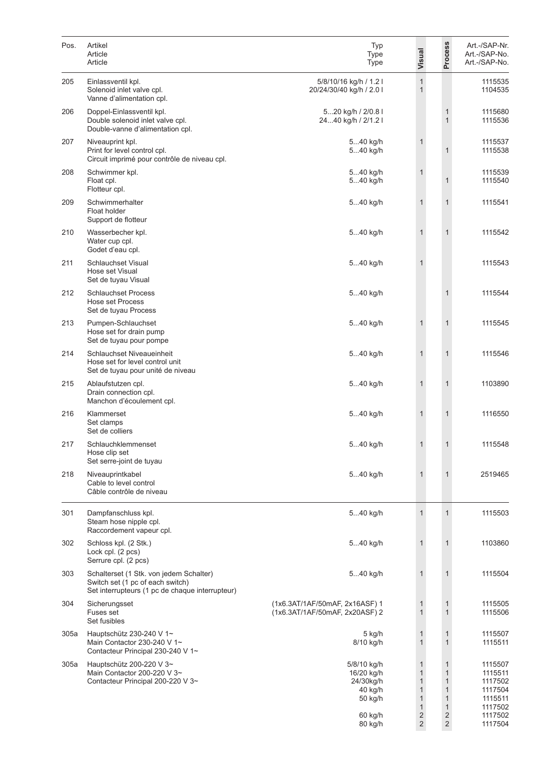| Pos. | Artikel<br>Article<br>Article | Typ<br>Type<br>Type | Visual | Process | Art.-/SAP-Nr.<br>Art.-/SAP-No.<br>Art.-/SAP-No. |
|---|---|---|---|---|---|
| 205 | Einlassventil kpl.<br>Solenoid inlet valve cpl.<br>Vanne d'alimentation cpl. | 5/8/10/16 kg/h / 1.2 l<br>20/24/30/40 kg/h / 2.0 l | 1<br>1 | | 1115535<br>1104535 |
| 206 | Doppel-Einlassventil kpl.<br>Double solenoid inlet valve cpl.<br>Double-vanne d'alimentation cpl. | 5...20 kg/h / 2/0.8 l<br>24...40 kg/h / 2/1.2 l | | 1<br>1 | 1115680<br>1115536 |
| 207 | Niveauprint kpl.<br>Print for level control cpl.<br>Circuit imprimé pour contrôle de niveau cpl. | 5...40 kg/h<br>5...40 kg/h | 1 | <br>1 | 1115537<br>1115538 |
| 208 | Schwimmer kpl.<br>Float cpl.<br>Flotteur cpl. | 5...40 kg/h<br>5...40 kg/h | 1 | <br>1 | 1115539<br>1115540 |
| 209 | Schwimmerhalter<br>Float holder<br>Support de flotteur | 5...40 kg/h | 1 | 1 | 1115541 |
| 210 | Wasserbecher kpl.<br>Water cup cpl.<br>Godet d'eau cpl. | 5...40 kg/h | 1 | 1 | 1115542 |
| 211 | Schlauchset Visual<br>Hose set Visual<br>Set de tuyau Visual | 5...40 kg/h | 1 | | 1115543 |
| 212 | Schlauchset Process<br>Hose set Process<br>Set de tuyau Process | 5...40 kg/h | | 1 | 1115544 |
| 213 | Pumpen-Schlauchset<br>Hose set for drain pump<br>Set de tuyau pour pompe | 5...40 kg/h | 1 | 1 | 1115545 |
| 214 | Schlauchset Niveaueinheit<br>Hose set for level control unit<br>Set de tuyau pour unité de niveau | 5...40 kg/h | 1 | 1 | 1115546 |
| 215 | Ablaufstutzen cpl.<br>Drain connection cpl.<br>Manchon d'écoulement cpl. | 5...40 kg/h | 1 | 1 | 1103890 |
| 216 | Klammerset<br>Set clamps<br>Set de colliers | 5...40 kg/h | 1 | 1 | 1116550 |
| 217 | Schlauchklemmenset<br>Hose clip set<br>Set serre-joint de tuyau | 5...40 kg/h | 1 | 1 | 1115548 |
| 218 | Niveauprintkabel<br>Cable to level control<br>Câble contrôle de niveau | 5...40 kg/h | 1 | 1 | 2519465 |
| 301 | Dampfanschluss kpl.<br>Steam hose nipple cpl.<br>Raccordement vapeur cpl. | 5...40 kg/h | 1 | 1 | 1115503 |
| 302 | Schloss kpl. (2 Stk.)<br>Lock cpl. (2 pcs)<br>Serrure cpl. (2 pcs) | 5...40 kg/h | 1 | 1 | 1103860 |
| 303 | Schalterset (1 Stk. von jedem Schalter)<br>Switch set (1 pc of each switch)<br>Set interrupteurs (1 pc de chaque interrupteur) | 5...40 kg/h | 1 | 1 | 1115504 |
| 304 | Sicherungsset<br>Fuses set<br>Set fusibles | (1x6.3AT/1AF/50mAF, 2x16ASF) 1<br>(1x6.3AT/1AF/50mAF, 2x20ASF) 2 | 1<br>1 | 1<br>1 | 1115505<br>1115506 |
| 305a | Hauptschütz 230-240 V 1~<br>Main Contactor 230-240 V 1~<br>Contacteur Principal 230-240 V 1~ | 5 kg/h<br>8/10 kg/h | 1<br>1 | 1<br>1 | 1115507<br>1115511 |
| 305a | Hauptschütz 200-220 V 3~<br>Main Contactor 200-220 V 3~<br>Contacteur Principal 200-220 V 3~ | 5/8/10 kg/h<br>16/20 kg/h<br>24/30kg/h<br>40 kg/h<br>50 kg/h<br><br>60 kg/h<br>80 kg/h | 1<br>1<br>1<br>1<br>1<br>1<br>2<br>2 | 1<br>1<br>1<br>1<br>1<br>1<br>2<br>2 | 1115507<br>1115511<br>1117502<br>1117504<br>1115511<br>1117502<br>1117502<br>1117504 |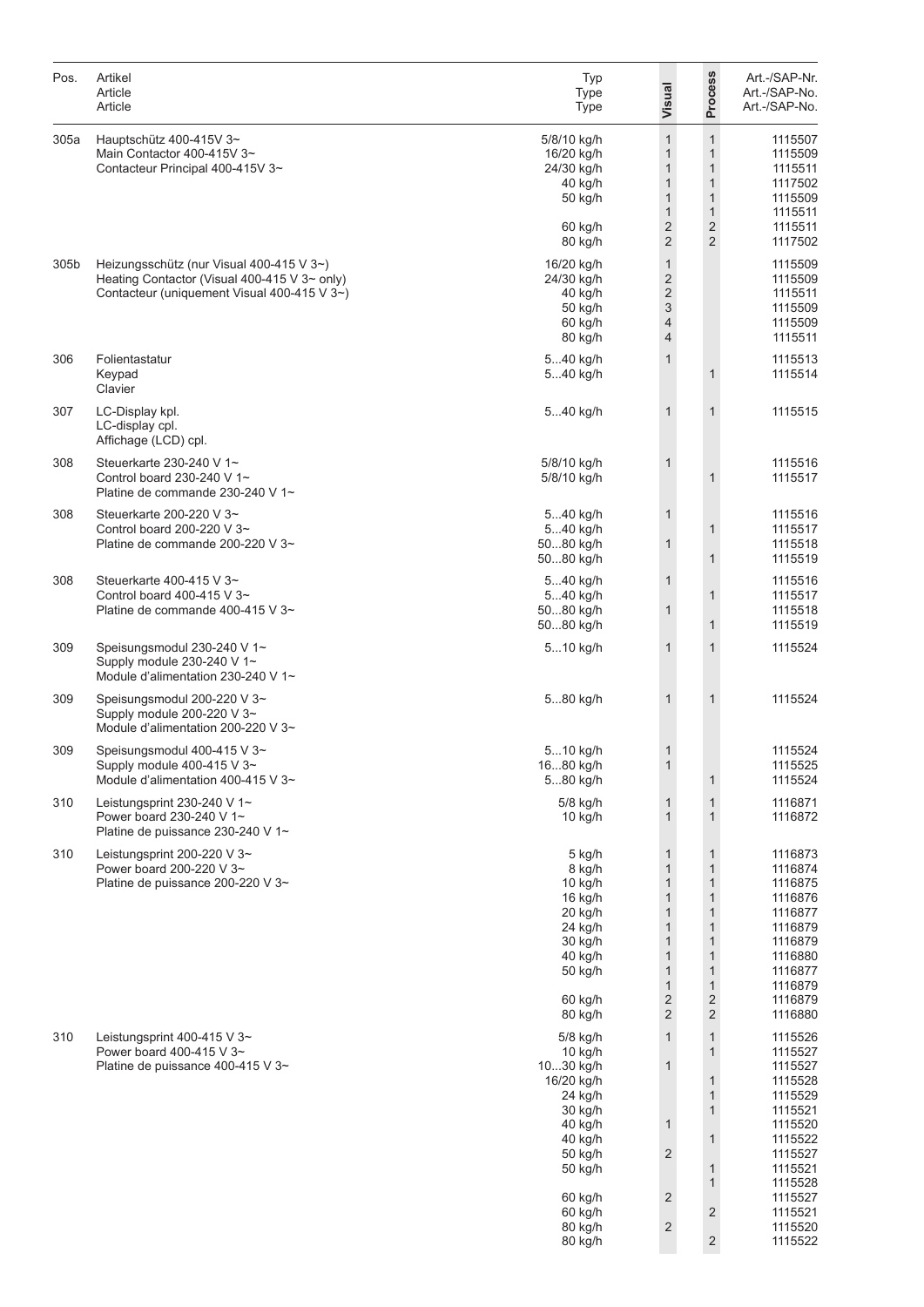| Pos. | Artikel<br>Article<br>Article | Typ<br>Type<br>Type | Visual | Process | Art.-/SAP-Nr.<br>Art.-/SAP-No.<br>Art.-/SAP-No. |
|---|---|---|---|---|---|
| 305a | Hauptschütz 400-415V 3~<br>Main Contactor 400-415V 3~<br>Contacteur Principal 400-415V 3~ | 5/8/10 kg/h | 1 | 1 | 1115507 |
| | | 16/20 kg/h | 1 | 1 | 1115509 |
| | | 24/30 kg/h | 1 | 1 | 1115511 |
| | | 40 kg/h | 1 | 1 | 1117502 |
| | | 50 kg/h | 1 | 1 | 1115509 |
| | | | 1 | 1 | 1115511 |
| | | 60 kg/h | 2 | 2 | 1115511 |
| | | 80 kg/h | 2 | 2 | 1117502 |
| 305b | Heizungsschütz (nur Visual 400-415 V 3~)<br>Heating Contactor (Visual 400-415 V 3~ only)<br>Contacteur (uniquement Visual 400-415 V 3~) | 16/20 kg/h | 1 | | 1115509 |
| | | 24/30 kg/h | 2 | | 1115509 |
| | | 40 kg/h | 2 | | 1115511 |
| | | 50 kg/h | 3 | | 1115509 |
| | | 60 kg/h | 4 | | 1115509 |
| | | 80 kg/h | 4 | | 1115511 |
| 306 | Folientastatur<br>Keypad<br>Clavier | 5...40 kg/h | 1 | | 1115513 |
| | | 5...40 kg/h | | 1 | 1115514 |
| 307 | LC-Display kpl.<br>LC-display cpl.<br>Affichage (LCD) cpl. | 5...40 kg/h | 1 | 1 | 1115515 |
| 308 | Steuerkarte 230-240 V 1~<br>Control board 230-240 V 1~<br>Platine de commande 230-240 V 1~ | 5/8/10 kg/h | 1 | | 1115516 |
| | | 5/8/10 kg/h | | 1 | 1115517 |
| 308 | Steuerkarte 200-220 V 3~<br>Control board 200-220 V 3~<br>Platine de commande 200-220 V 3~ | 5...40 kg/h | 1 | | 1115516 |
| | | 5...40 kg/h | | 1 | 1115517 |
| | | 50...80 kg/h | 1 | | 1115518 |
| | | 50...80 kg/h | | 1 | 1115519 |
| 308 | Steuerkarte 400-415 V 3~<br>Control board 400-415 V 3~<br>Platine de commande 400-415 V 3~ | 5...40 kg/h | 1 | | 1115516 |
| | | 5...40 kg/h | | 1 | 1115517 |
| | | 50...80 kg/h | 1 | | 1115518 |
| | | 50...80 kg/h | | 1 | 1115519 |
| 309 | Speisungsmodul 230-240 V 1~<br>Supply module 230-240 V 1~<br>Module d'alimentation 230-240 V 1~ | 5...10 kg/h | 1 | 1 | 1115524 |
| 309 | Speisungsmodul 200-220 V 3~<br>Supply module 200-220 V 3~<br>Module d'alimentation 200-220 V 3~ | 5...80 kg/h | 1 | 1 | 1115524 |
| 309 | Speisungsmodul 400-415 V 3~<br>Supply module 400-415 V 3~<br>Module d'alimentation 400-415 V 3~ | 5...10 kg/h | 1 | | 1115524 |
| | | 16...80 kg/h | 1 | | 1115525 |
| | | 5...80 kg/h | | 1 | 1115524 |
| 310 | Leistungsprint 230-240 V 1~<br>Power board 230-240 V 1~<br>Platine de puissance 230-240 V 1~ | 5/8 kg/h | 1 | 1 | 1116871 |
| | | 10 kg/h | 1 | 1 | 1116872 |
| 310 | Leistungsprint 200-220 V 3~<br>Power board 200-220 V 3~<br>Platine de puissance 200-220 V 3~ | 5 kg/h | 1 | 1 | 1116873 |
| | | 8 kg/h | 1 | 1 | 1116874 |
| | | 10 kg/h | 1 | 1 | 1116875 |
| | | 16 kg/h | 1 | 1 | 1116876 |
| | | 20 kg/h | 1 | 1 | 1116877 |
| | | 24 kg/h | 1 | 1 | 1116879 |
| | | 30 kg/h | 1 | 1 | 1116879 |
| | | 40 kg/h | 1 | 1 | 1116880 |
| | | 50 kg/h | 1 | 1 | 1116877 |
| | | | 1 | 1 | 1116879 |
| | | 60 kg/h | 2 | 2 | 1116879 |
| | | 80 kg/h | 2 | 2 | 1116880 |
| 310 | Leistungsprint 400-415 V 3~<br>Power board 400-415 V 3~<br>Platine de puissance 400-415 V 3~ | 5/8 kg/h | 1 | 1 | 1115526 |
| | | 10 kg/h | | 1 | 1115527 |
| | | 10...30 kg/h | 1 | | 1115527 |
| | | 16/20 kg/h | | 1 | 1115528 |
| | | 24 kg/h | | 1 | 1115529 |
| | | 30 kg/h | | 1 | 1115521 |
| | | 40 kg/h | 1 | | 1115520 |
| | | 40 kg/h | | 1 | 1115522 |
| | | 50 kg/h | 2 | | 1115527 |
| | | 50 kg/h | | 1 | 1115521 |
| | | | | 1 | 1115528 |
| | | 60 kg/h | 2 | | 1115527 |
| | | 60 kg/h | | 2 | 1115521 |
| | | 80 kg/h | 2 | | 1115520 |
| | | 80 kg/h | | 2 | 1115522 |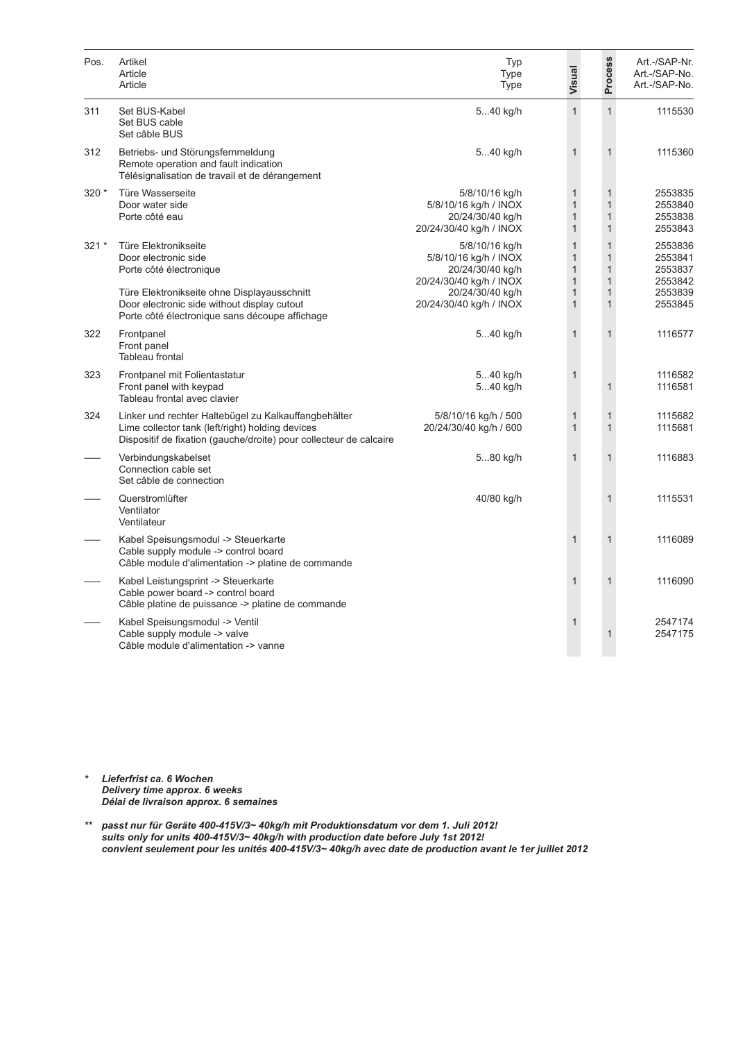| Pos. | Artikel<br>Article<br>Article | Typ<br>Type<br>Type | Visual | Process | Art.-/SAP-Nr.<br>Art.-/SAP-No.<br>Art.-/SAP-No. |
|---|---|---|---|---|---|
| 311 | Set BUS-Kabel<br>Set BUS cable<br>Set câble BUS | 5...40 kg/h | 1 | 1 | 1115530 |
| 312 | Betriebs- und Störungsfernmeldung<br>Remote operation and fault indication<br>Télésignalisation de travail et de dérangement | 5...40 kg/h | 1 | 1 | 1115360 |
| 320 * | Türe Wasserseite<br>Door water side<br>Porte côté eau | 5/8/10/16 kg/h<br>5/8/10/16 kg/h / INOX<br>20/24/30/40 kg/h<br>20/24/30/40 kg/h / INOX | 1<br>1<br>1<br>1 | 1<br>1<br>1<br>1 | 2553835<br>2553840<br>2553838<br>2553843 |
| 321 * | Türe Elektronikseite<br>Door electronic side<br>Porte côté électronique<br><br>Türe Elektronikseite ohne Displayausschnitt<br>Door electronic side without display cutout<br>Porte côté électronique sans découpe affichage | 5/8/10/16 kg/h<br>5/8/10/16 kg/h / INOX<br>20/24/30/40 kg/h<br>20/24/30/40 kg/h / INOX<br>20/24/30/40 kg/h<br>20/24/30/40 kg/h / INOX | 1<br>1<br>1<br>1<br>1<br>1 | 1<br>1<br>1<br>1<br>1<br>1 | 2553836<br>2553841<br>2553837<br>2553842<br>2553839<br>2553845 |
| 322 | Frontpanel<br>Front panel<br>Tableau frontal | 5...40 kg/h | 1 | 1 | 1116577 |
| 323 | Frontpanel mit Folientastatur<br>Front panel with keypad<br>Tableau frontal avec clavier | 5...40 kg/h<br>5...40 kg/h | 1 | <br>1 | 1116582<br>1116581 |
| 324 | Linker und rechter Haltebügel zu Kalkauffangbehälter<br>Lime collector tank (left/right) holding devices<br>Dispositif de fixation (gauche/droite) pour collecteur de calcaire | 5/8/10/16 kg/h / 500<br>20/24/30/40 kg/h / 600 | 1<br>1 | 1<br>1 | 1115682<br>1115681 |
| —— | Verbindungskabelset<br>Connection cable set<br>Set câble de connection | 5...80 kg/h | 1 | 1 | 1116883 |
| —— | Querstromlüfter<br>Ventilator<br>Ventilateur | 40/80 kg/h | | 1 | 1115531 |
| —— | Kabel Speisungsmodul -> Steuerkarte<br>Cable supply module -> control board<br>Câble module d'alimentation -> platine de commande | | 1 | 1 | 1116089 |
| —— | Kabel Leistungsprint -> Steuerkarte<br>Cable power board -> control board<br>Câble platine de puissance -> platine de commande | | 1 | 1 | 1116090 |
| —— | Kabel Speisungsmodul -> Ventil<br>Cable supply module -> valve<br>Câble module d'alimentation -> vanne | | 1 | <br>1 | 2547174<br>2547175 |

\* ***Lieferfrist ca. 6 Wochen***
***Delivery time approx. 6 weeks***
***Délai de livraison approx. 6 semaines***

\*\* ***passt nur für Geräte 400-415V/3~ 40kg/h mit Produktionsdatum vor dem 1. Juli 2012!***
***suits only for units 400-415V/3~ 40kg/h with production date before July 1st 2012!***
***convient seulement pour les unités 400-415V/3~ 40kg/h avec date de production avant le 1er juillet 2012***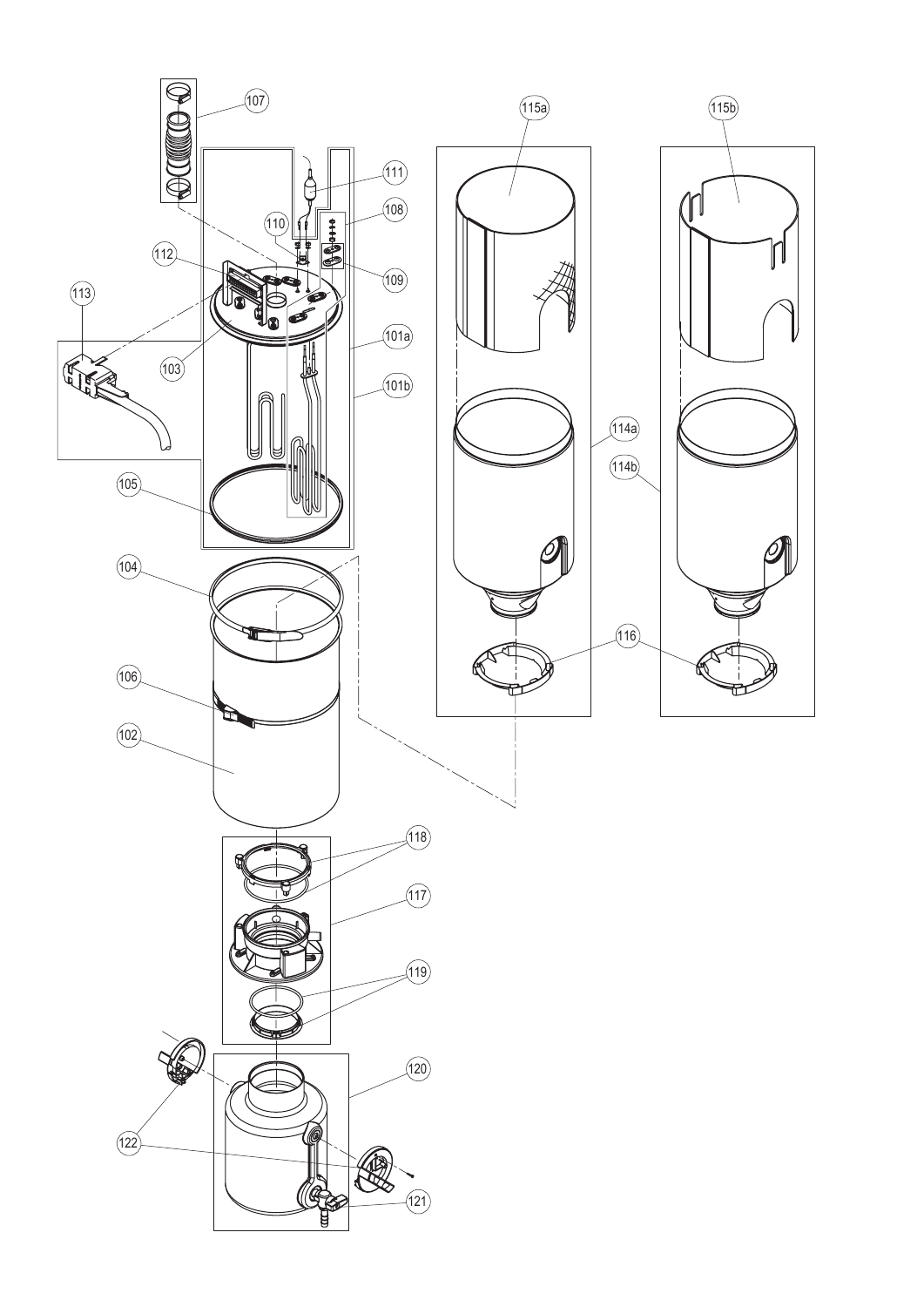107

111

108

110

112

109

113

101a

103

101b

105

115a

115b

114a

114b

104

116

106

102

118

117

119

120

122

121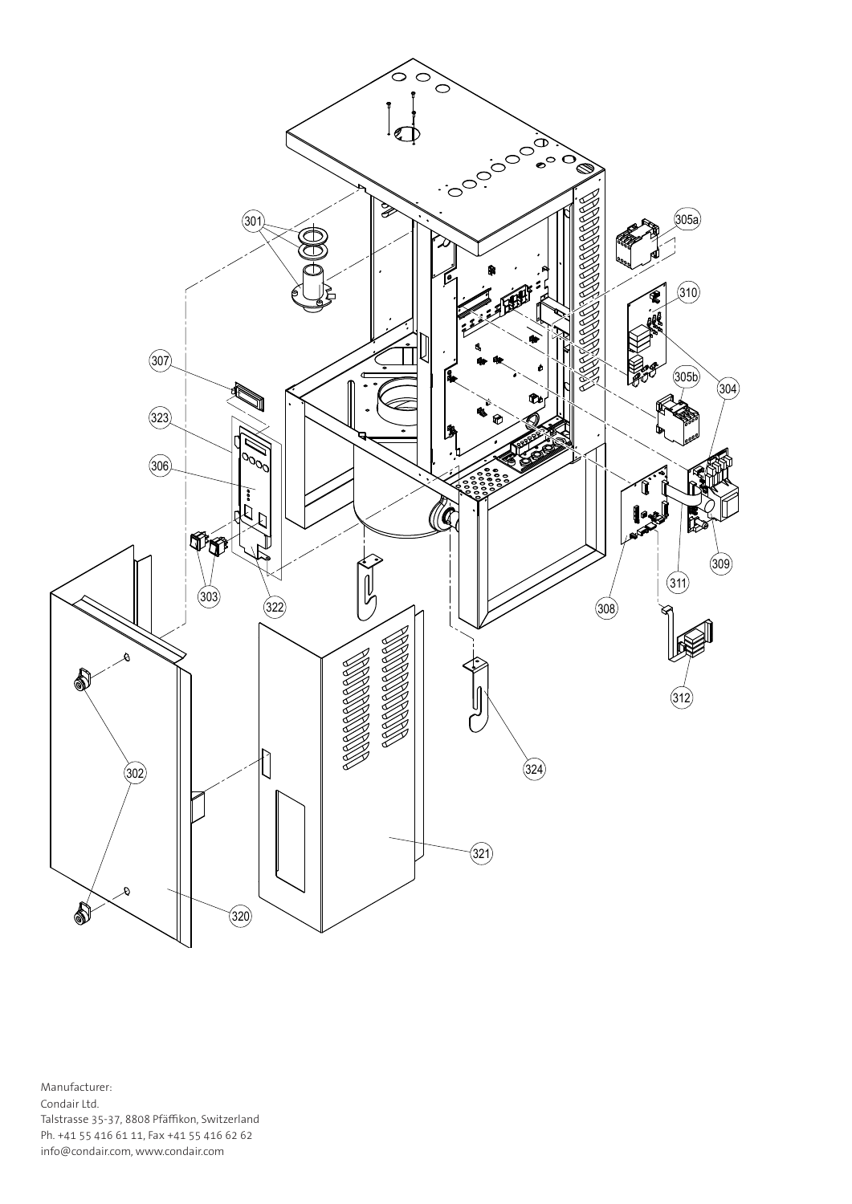301
305a
310
307
304
305b
323
306
309
311
303
322
308
312
324
302
321
320

Manufacturer:
Condair Ltd.
Talstrasse 35-37, 8808 Pfäffikon, Switzerland
Ph. +41 55 416 61 11, Fax +41 55 416 62 62
info@condair.com, www.condair.com